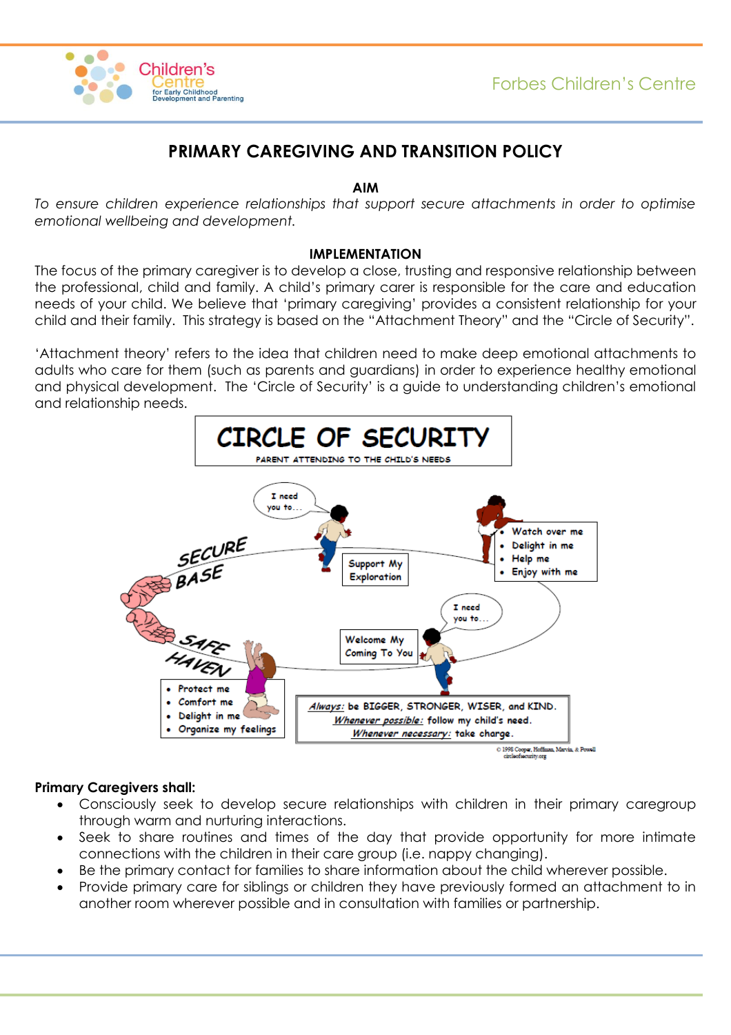# PRIMARY CAREGIVING AND TRANSITION POLICY

## AIM

*To ensure children experience relationships that support secure attachments in order to optimise emotional wellbeing and development.*

## IMPLEMENTATION

The focus of the primary caregiver is to develop a close, trusting and responsive relationship between the professional, child and family. A child's primary carer is responsible for the care and education needs of your child. We believe that 'primary caregiving' provides a consistent relationship for your child and their family. This strategy is based on the "Attachment Theory" and the "Circle of Security".

'Attachment theory' refers to the idea that children need to make deep emotional attachments to adults who care for them (such as parents and guardians) in order to experience healthy emotional and physical development. The 'Circle of Security' is a guide to understanding children's emotional and relationship needs.

**CIRCLE OF SECURITY**

PARENT ATTENDING TO THE CHILD'S NEEDS

SECURE BASE — I need you to... Support My Exploration

- Watch over me
- Delight in me
- Help me
- Enjoy with me

SAFE HAVEN — I need you to... Welcome My Coming To You

- Protect me
- Comfort me
- Delight in me
- Organize my feelings

*Always:* be BIGGER, STRONGER, WISER, and KIND.
*Whenever possible:* follow my child's need.
*Whenever necessary:* take charge.

© 1998 Cooper, Hoffman, Marvin, & Powell
circleofsecurity.org

**Primary Caregivers shall:**

- Consciously seek to develop secure relationships with children in their primary caregroup through warm and nurturing interactions.
- Seek to share routines and times of the day that provide opportunity for more intimate connections with the children in their care group (i.e. nappy changing).
- Be the primary contact for families to share information about the child wherever possible.
- Provide primary care for siblings or children they have previously formed an attachment to in another room wherever possible and in consultation with families or partnership.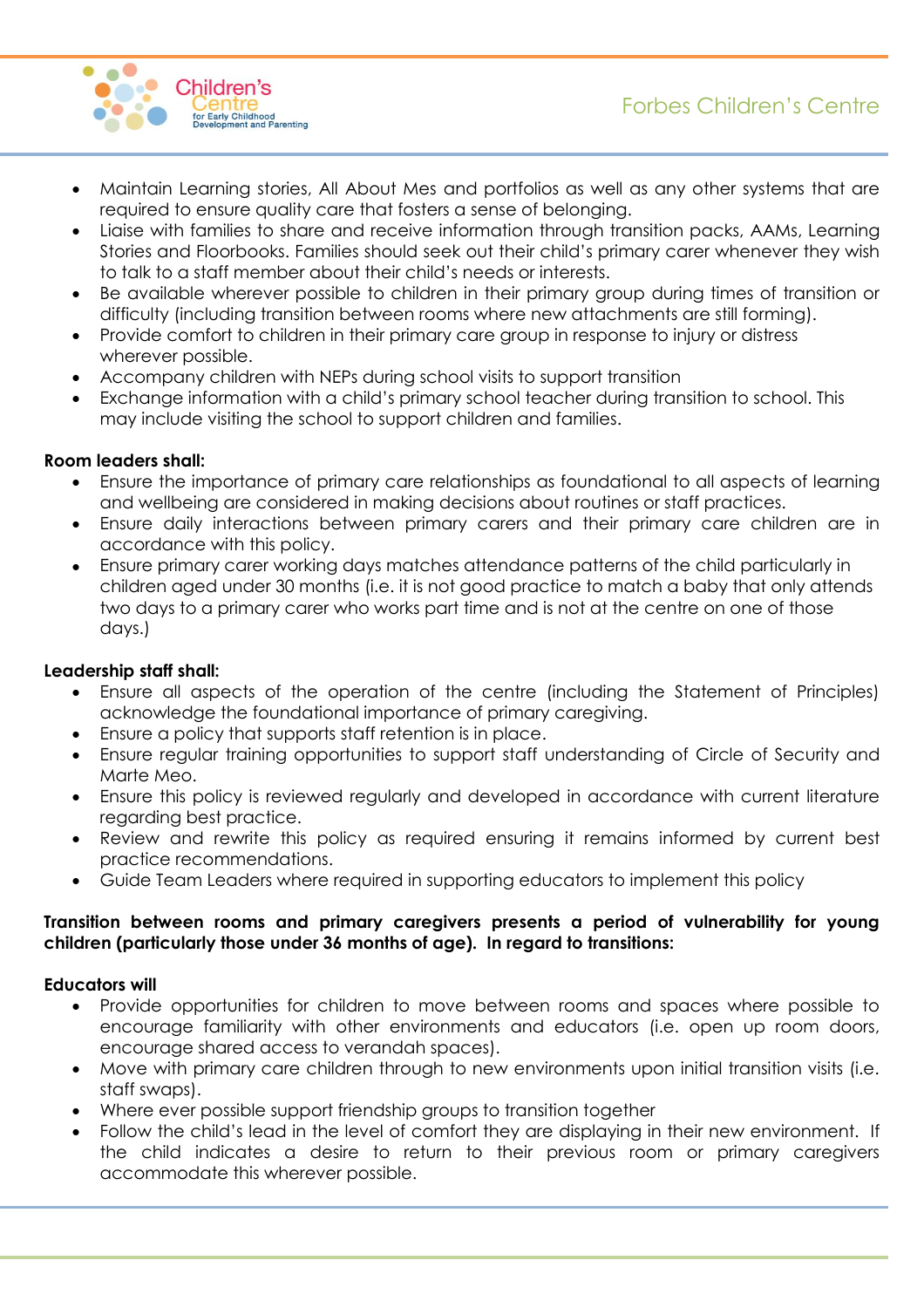- Maintain Learning stories, All About Mes and portfolios as well as any other systems that are required to ensure quality care that fosters a sense of belonging.
- Liaise with families to share and receive information through transition packs, AAMs, Learning Stories and Floorbooks. Families should seek out their child's primary carer whenever they wish to talk to a staff member about their child's needs or interests.
- Be available wherever possible to children in their primary group during times of transition or difficulty (including transition between rooms where new attachments are still forming).
- Provide comfort to children in their primary care group in response to injury or distress wherever possible.
- Accompany children with NEPs during school visits to support transition
- Exchange information with a child's primary school teacher during transition to school. This may include visiting the school to support children and families.

**Room leaders shall:**

- Ensure the importance of primary care relationships as foundational to all aspects of learning and wellbeing are considered in making decisions about routines or staff practices.
- Ensure daily interactions between primary carers and their primary care children are in accordance with this policy.
- Ensure primary carer working days matches attendance patterns of the child particularly in children aged under 30 months (i.e. it is not good practice to match a baby that only attends two days to a primary carer who works part time and is not at the centre on one of those days.)

**Leadership staff shall:**

- Ensure all aspects of the operation of the centre (including the Statement of Principles) acknowledge the foundational importance of primary caregiving.
- Ensure a policy that supports staff retention is in place.
- Ensure regular training opportunities to support staff understanding of Circle of Security and Marte Meo.
- Ensure this policy is reviewed regularly and developed in accordance with current literature regarding best practice.
- Review and rewrite this policy as required ensuring it remains informed by current best practice recommendations.
- Guide Team Leaders where required in supporting educators to implement this policy

**Transition between rooms and primary caregivers presents a period of vulnerability for young children (particularly those under 36 months of age). In regard to transitions:**

**Educators will**

- Provide opportunities for children to move between rooms and spaces where possible to encourage familiarity with other environments and educators (i.e. open up room doors, encourage shared access to verandah spaces).
- Move with primary care children through to new environments upon initial transition visits (i.e. staff swaps).
- Where ever possible support friendship groups to transition together
- Follow the child's lead in the level of comfort they are displaying in their new environment. If the child indicates a desire to return to their previous room or primary caregivers accommodate this wherever possible.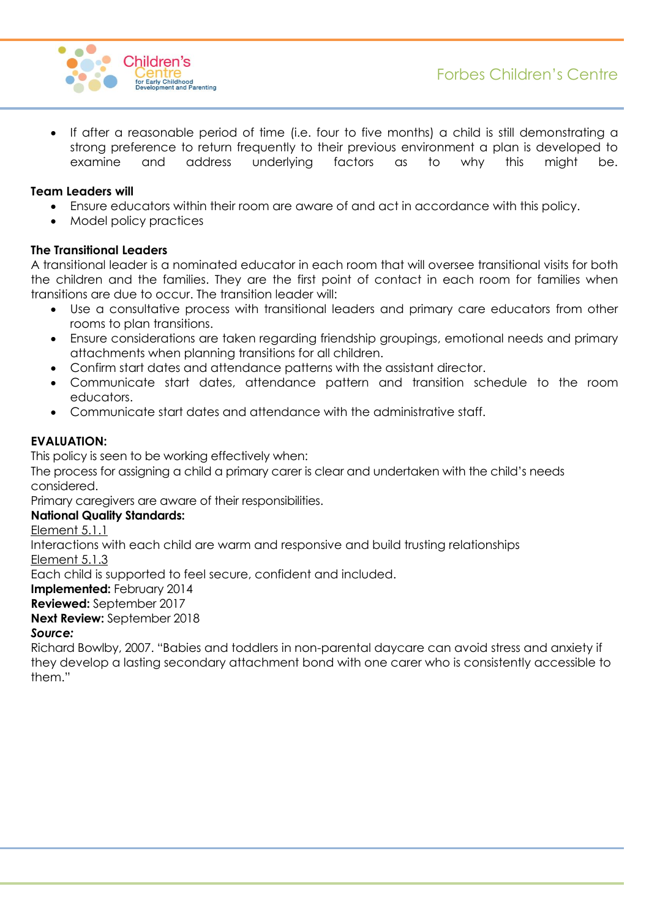- If after a reasonable period of time (i.e. four to five months) a child is still demonstrating a strong preference to return frequently to their previous environment a plan is developed to examine and address underlying factors as to why this might be.

**Team Leaders will**

- Ensure educators within their room are aware of and act in accordance with this policy.
- Model policy practices

**The Transitional Leaders**

A transitional leader is a nominated educator in each room that will oversee transitional visits for both the children and the families. They are the first point of contact in each room for families when transitions are due to occur. The transition leader will:

- Use a consultative process with transitional leaders and primary care educators from other rooms to plan transitions.
- Ensure considerations are taken regarding friendship groupings, emotional needs and primary attachments when planning transitions for all children.
- Confirm start dates and attendance patterns with the assistant director.
- Communicate start dates, attendance pattern and transition schedule to the room educators.
- Communicate start dates and attendance with the administrative staff.

**EVALUATION:**

This policy is seen to be working effectively when:

The process for assigning a child a primary carer is clear and undertaken with the child's needs considered.

Primary caregivers are aware of their responsibilities.

**National Quality Standards:**

<u>Element 5.1.1</u>

Interactions with each child are warm and responsive and build trusting relationships

<u>Element 5.1.3</u>

Each child is supported to feel secure, confident and included.

**Implemented:** February 2014

**Reviewed:** September 2017

**Next Review:** September 2018

***Source:***

Richard Bowlby, 2007. "Babies and toddlers in non-parental daycare can avoid stress and anxiety if they develop a lasting secondary attachment bond with one carer who is consistently accessible to them."